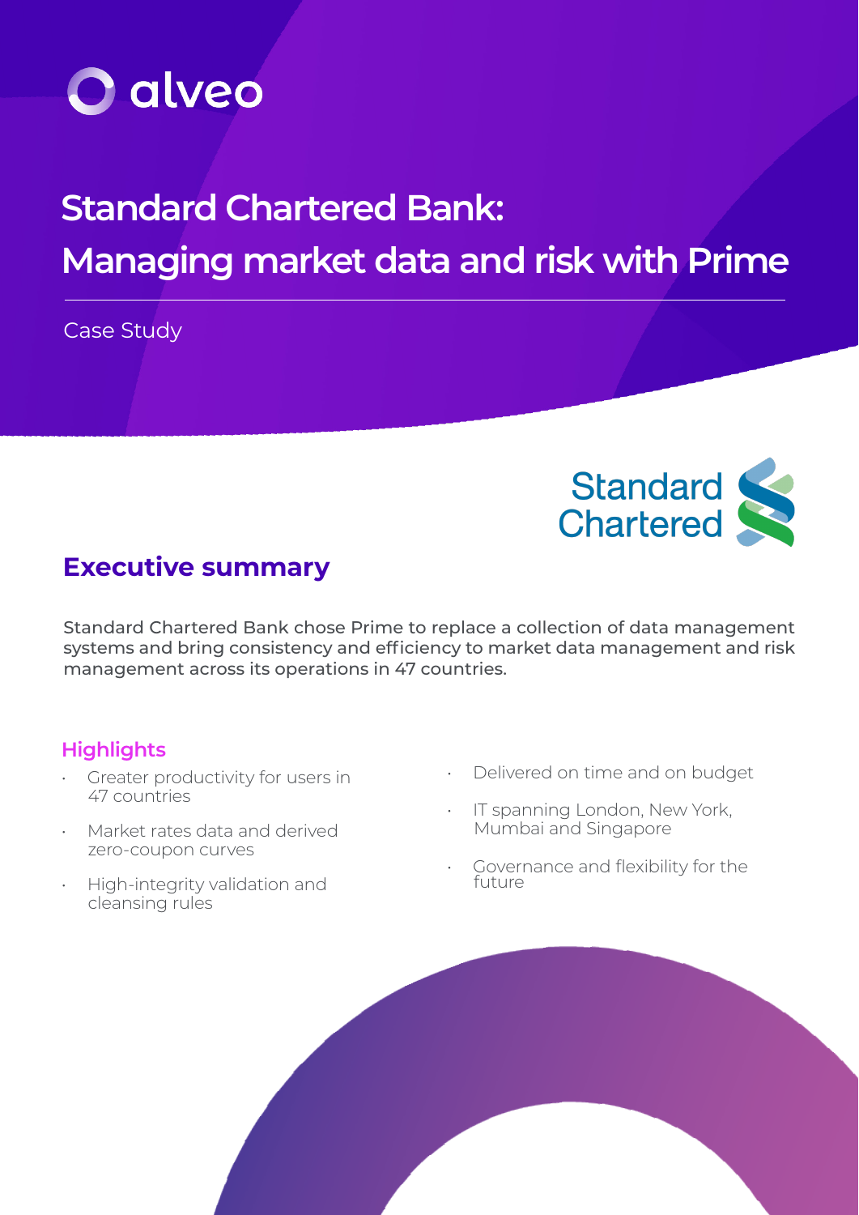alveo

# Standard Chartered Bank: Managing market data and risk with Prime

Case Study

Standard Chartered

## Executive summary

Standard Chartered Bank chose Prime to replace a collection of data management systems and bring consistency and efficiency to market data management and risk management across its operations in 47 countries.

### Highlights

- Greater productivity for users in 47 countries
- Market rates data and derived zero-coupon curves
- High-integrity validation and cleansing rules
- Delivered on time and on budget
- IT spanning London, New York, Mumbai and Singapore
- Governance and flexibility for the future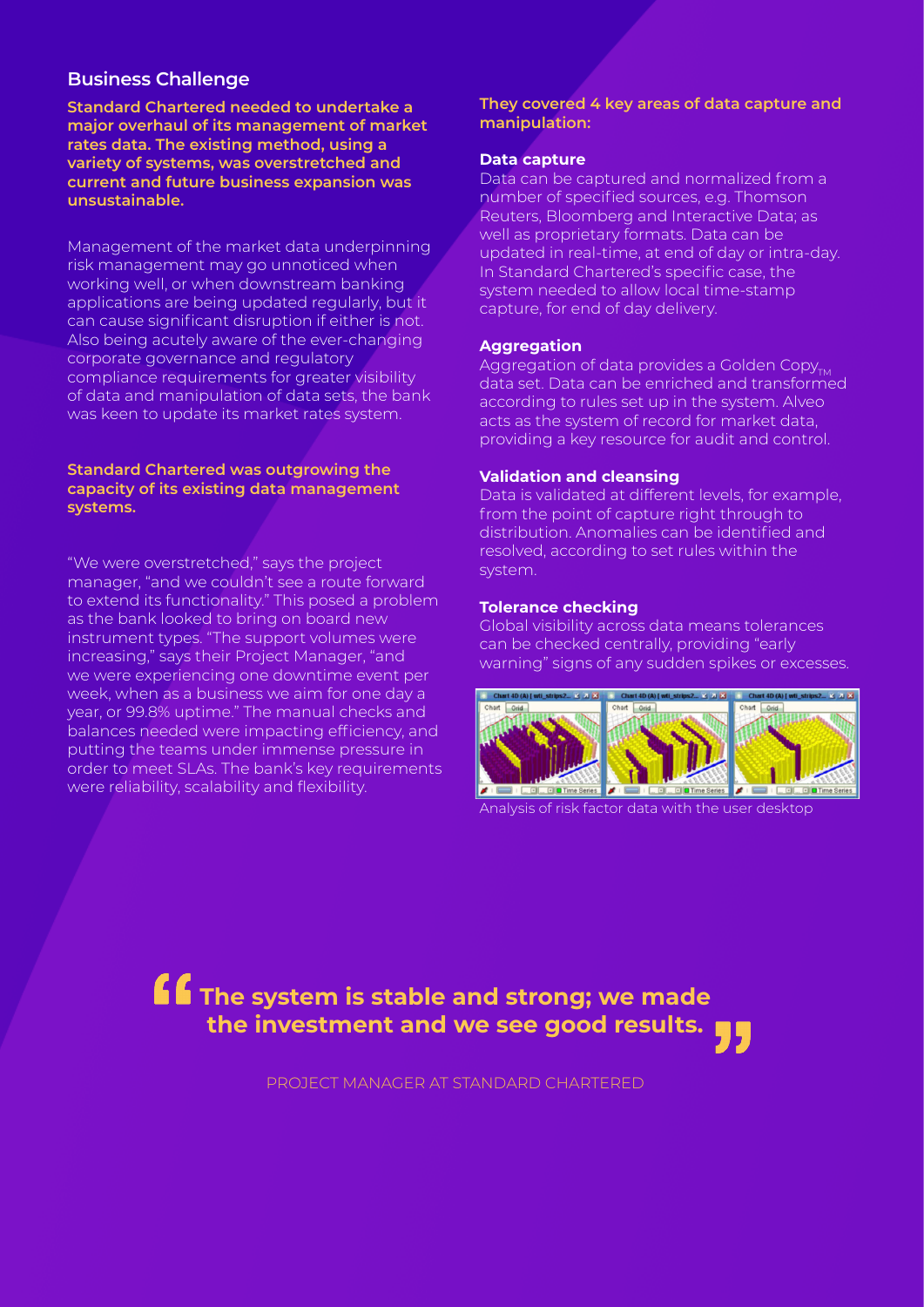## Business Challenge

**Standard Chartered needed to undertake a major overhaul of its management of market rates data. The existing method, using a variety of systems, was overstretched and current and future business expansion was unsustainable.**

Management of the market data underpinning risk management may go unnoticed when working well, or when downstream banking applications are being updated regularly, but it can cause significant disruption if either is not. Also being acutely aware of the ever-changing corporate governance and regulatory compliance requirements for greater visibility of data and manipulation of data sets, the bank was keen to update its market rates system.

**Standard Chartered was outgrowing the capacity of its existing data management systems.**

"We were overstretched," says the project manager, "and we couldn't see a route forward to extend its functionality." This posed a problem as the bank looked to bring on board new instrument types. "The support volumes were increasing," says their Project Manager, "and we were experiencing one downtime event per week, when as a business we aim for one day a year, or 99.8% uptime." The manual checks and balances needed were impacting efficiency, and putting the teams under immense pressure in order to meet SLAs. The bank's key requirements were reliability, scalability and flexibility.

**They covered 4 key areas of data capture and manipulation:**

### Data capture

Data can be captured and normalized from a number of specified sources, e.g. Thomson Reuters, Bloomberg and Interactive Data; as well as proprietary formats. Data can be updated in real-time, at end of day or intra-day. In Standard Chartered's specific case, the system needed to allow local time-stamp capture, for end of day delivery.

### Aggregation

Aggregation of data provides a Golden Copy$_{TM}$ data set. Data can be enriched and transformed according to rules set up in the system. Alveo acts as the system of record for market data, providing a key resource for audit and control.

### Validation and cleansing

Data is validated at different levels, for example, from the point of capture right through to distribution. Anomalies can be identified and resolved, according to set rules within the system.

### Tolerance checking

Global visibility across data means tolerances can be checked centrally, providing "early warning" signs of any sudden spikes or excesses.

Analysis of risk factor data with the user desktop

> **"The system is stable and strong; we made the investment and we see good results."**

PROJECT MANAGER AT STANDARD CHARTERED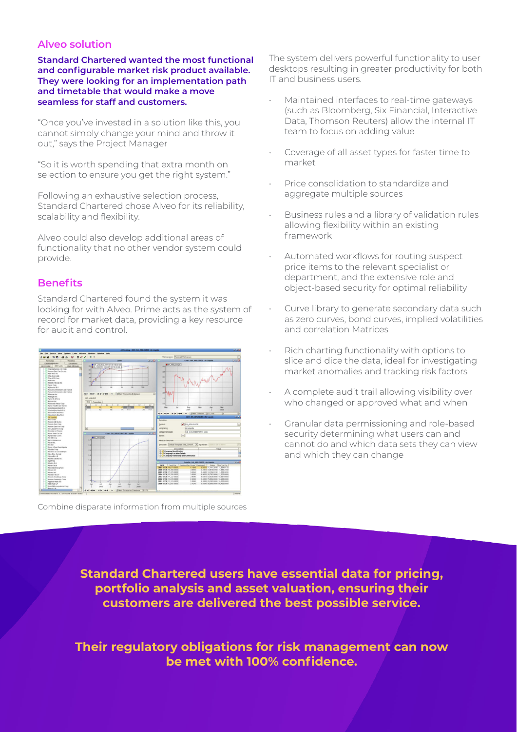## Alveo solution

**Standard Chartered wanted the most functional and configurable market risk product available. They were looking for an implementation path and timetable that would make a move seamless for staff and customers.**

"Once you've invested in a solution like this, you cannot simply change your mind and throw it out," says the Project Manager

"So it is worth spending that extra month on selection to ensure you get the right system."

Following an exhaustive selection process, Standard Chartered chose Alveo for its reliability, scalability and flexibility.

Alveo could also develop additional areas of functionality that no other vendor system could provide.

## Benefits

Standard Chartered found the system it was looking for with Alveo. Prime acts as the system of record for market data, providing a key resource for audit and control.

Combine disparate information from multiple sources

The system delivers powerful functionality to user desktops resulting in greater productivity for both IT and business users.

- Maintained interfaces to real-time gateways (such as Bloomberg, Six Financial, Interactive Data, Thomson Reuters) allow the internal IT team to focus on adding value
- Coverage of all asset types for faster time to market
- Price consolidation to standardize and aggregate multiple sources
- Business rules and a library of validation rules allowing flexibility within an existing framework
- Automated workflows for routing suspect price items to the relevant specialist or department, and the extensive role and object-based security for optimal reliability
- Curve library to generate secondary data such as zero curves, bond curves, implied volatilities and correlation Matrices
- Rich charting functionality with options to slice and dice the data, ideal for investigating market anomalies and tracking risk factors
- A complete audit trail allowing visibility over who changed or approved what and when
- Granular data permissioning and role-based security determining what users can and cannot do and which data sets they can view and which they can change

**Standard Chartered users have essential data for pricing, portfolio analysis and asset valuation, ensuring their customers are delivered the best possible service.**

**Their regulatory obligations for risk management can now be met with 100% confidence.**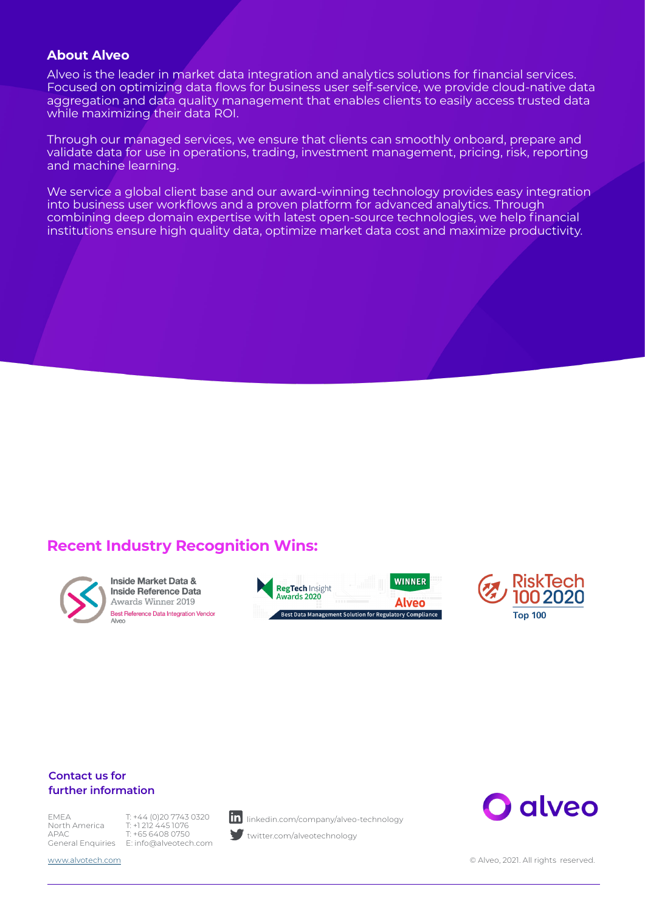## About Alveo

Alveo is the leader in market data integration and analytics solutions for financial services. Focused on optimizing data flows for business user self-service, we provide cloud-native data aggregation and data quality management that enables clients to easily access trusted data while maximizing their data ROI.

Through our managed services, we ensure that clients can smoothly onboard, prepare and validate data for use in operations, trading, investment management, pricing, risk, reporting and machine learning.

We service a global client base and our award-winning technology provides easy integration into business user workflows and a proven platform for advanced analytics. Through combining deep domain expertise with latest open-source technologies, we help financial institutions ensure high quality data, optimize market data cost and maximize productivity.

## Recent Industry Recognition Wins:

Inside Market Data & Inside Reference Data Awards Winner 2019
Best Reference Data Integration Vendor
Alveo

RegTech Insight Awards 2020
WINNER
Alveo
Best Data Management Solution for Regulatory Compliance

RiskTech 100 2020
Top 100

### Contact us for further information

EMEA T: +44 (0)20 7743 0320
North America T: +1 212 445 1076
APAC T: +65 6408 0750
General Enquiries E: info@alveotech.com

linkedin.com/company/alveo-technology
twitter.com/alveotechnology

www.alvotech.com

alveo

© Alveo, 2021. All rights reserved.